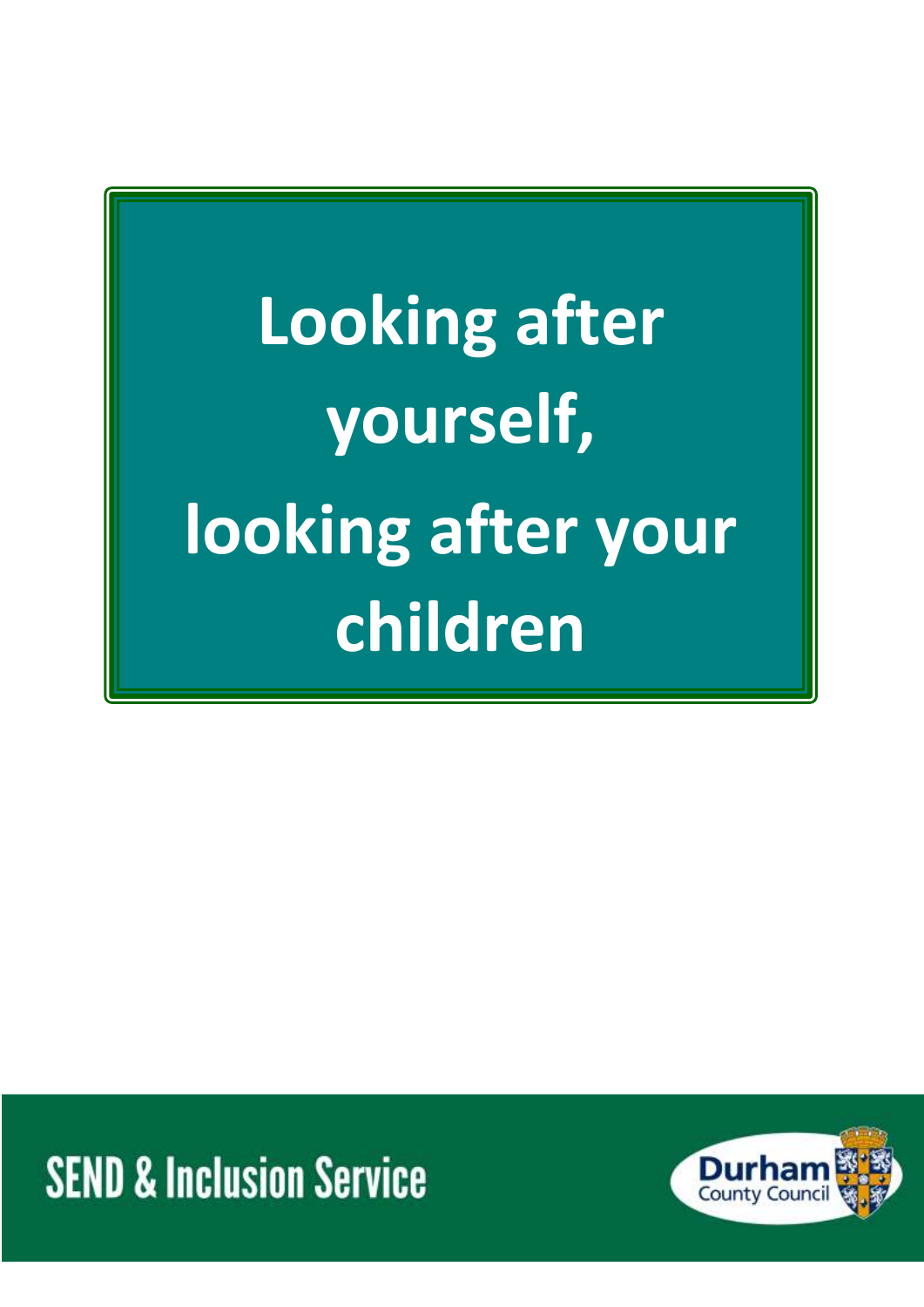# Looking after yourself, looking after your children

SEND & Inclusion Service

Durham County Council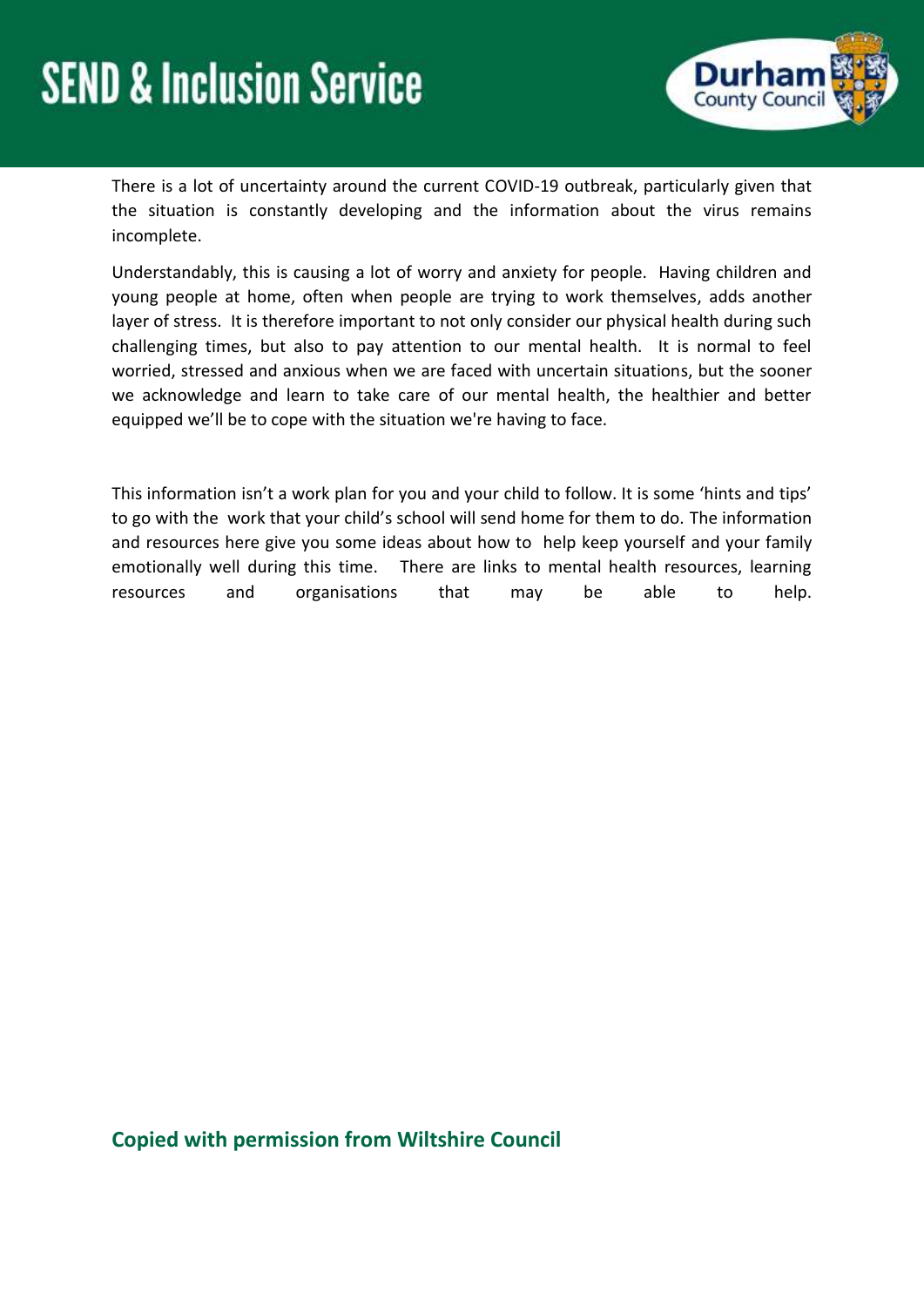There is a lot of uncertainty around the current COVID-19 outbreak, particularly given that the situation is constantly developing and the information about the virus remains incomplete.

Understandably, this is causing a lot of worry and anxiety for people. Having children and young people at home, often when people are trying to work themselves, adds another layer of stress. It is therefore important to not only consider our physical health during such challenging times, but also to pay attention to our mental health. It is normal to feel worried, stressed and anxious when we are faced with uncertain situations, but the sooner we acknowledge and learn to take care of our mental health, the healthier and better equipped we'll be to cope with the situation we're having to face.

This information isn't a work plan for you and your child to follow. It is some 'hints and tips' to go with the work that your child's school will send home for them to do. The information and resources here give you some ideas about how to help keep yourself and your family emotionally well during this time. There are links to mental health resources, learning resources and organisations that may be able to help.

**Copied with permission from Wiltshire Council**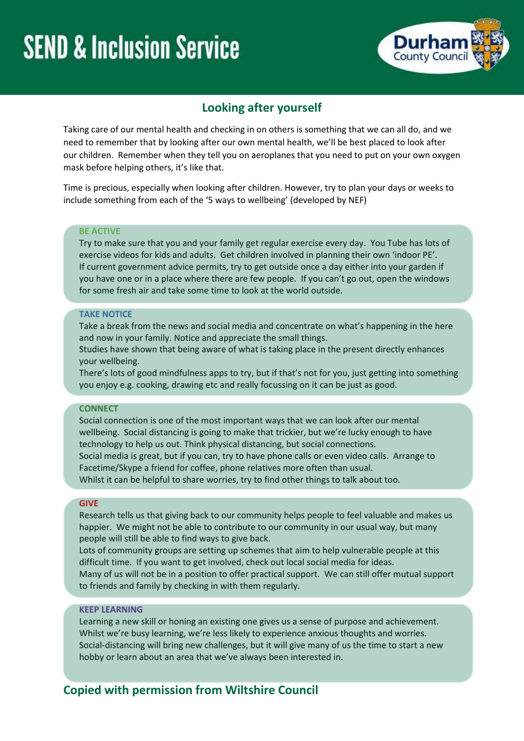# SEND & Inclusion Service

Durham County Council

## Looking after yourself

Taking care of our mental health and checking in on others is something that we can all do, and we need to remember that by looking after our own mental health, we'll be best placed to look after our children. Remember when they tell you on aeroplanes that you need to put on your own oxygen mask before helping others, it's like that.

Time is precious, especially when looking after children. However, try to plan your days or weeks to include something from each of the '5 ways to wellbeing' (developed by NEF)

**BE ACTIVE**

Try to make sure that you and your family get regular exercise every day. You Tube has lots of exercise videos for kids and adults. Get children involved in planning their own 'indoor PE'.
If current government advice permits, try to get outside once a day either into your garden if you have one or in a place where there are few people. If you can't go out, open the windows for some fresh air and take some time to look at the world outside.

**TAKE NOTICE**

Take a break from the news and social media and concentrate on what's happening in the here and now in your family. Notice and appreciate the small things.
Studies have shown that being aware of what is taking place in the present directly enhances your wellbeing.
There's lots of good mindfulness apps to try, but if that's not for you, just getting into something you enjoy e.g. cooking, drawing etc and really focussing on it can be just as good.

**CONNECT**

Social connection is one of the most important ways that we can look after our mental wellbeing. Social distancing is going to make that trickier, but we're lucky enough to have technology to help us out. Think physical distancing, but social connections.
Social media is great, but if you can, try to have phone calls or even video calls. Arrange to Facetime/Skype a friend for coffee, phone relatives more often than usual.
Whilst it can be helpful to share worries, try to find other things to talk about too.

**GIVE**

Research tells us that giving back to our community helps people to feel valuable and makes us happier. We might not be able to contribute to our community in our usual way, but many people will still be able to find ways to give back.
Lots of community groups are setting up schemes that aim to help vulnerable people at this difficult time. If you want to get involved, check out local social media for ideas.
Many of us will not be in a position to offer practical support. We can still offer mutual support to friends and family by checking in with them regularly.

**KEEP LEARNING**

Learning a new skill or honing an existing one gives us a sense of purpose and achievement. Whilst we're busy learning, we're less likely to experience anxious thoughts and worries. Social-distancing will bring new challenges, but it will give many of us the time to start a new hobby or learn about an area that we've always been interested in.

## Copied with permission from Wiltshire Council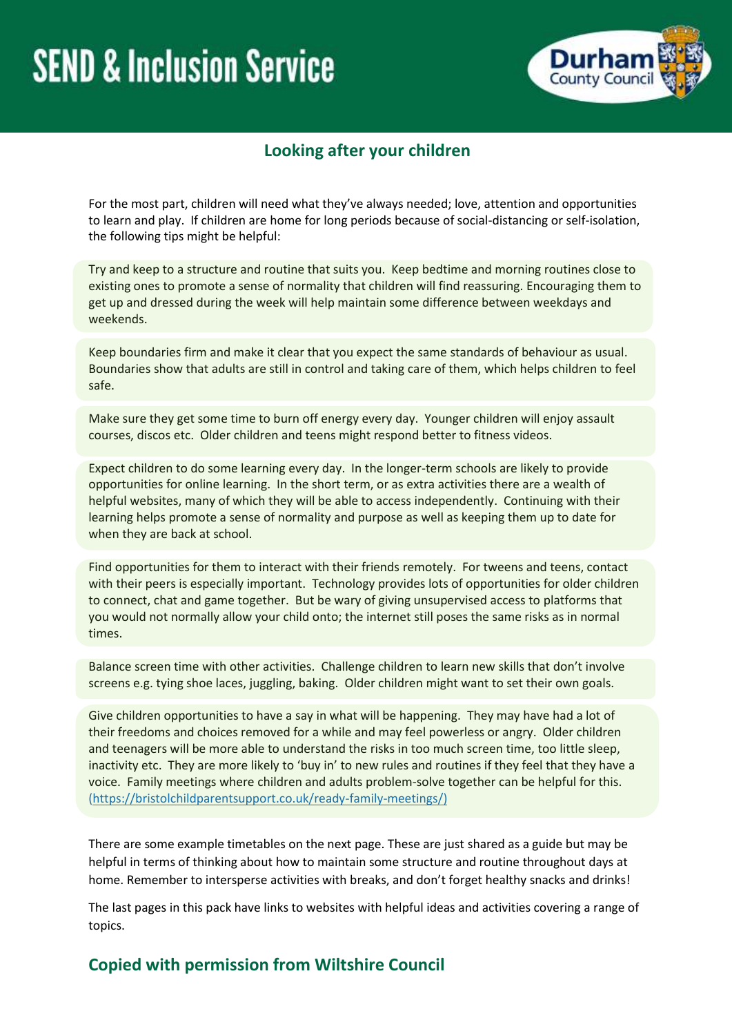# SEND & Inclusion Service

Durham County Council

## Looking after your children

For the most part, children will need what they've always needed; love, attention and opportunities to learn and play. If children are home for long periods because of social-distancing or self-isolation, the following tips might be helpful:

Try and keep to a structure and routine that suits you. Keep bedtime and morning routines close to existing ones to promote a sense of normality that children will find reassuring. Encouraging them to get up and dressed during the week will help maintain some difference between weekdays and weekends.

Keep boundaries firm and make it clear that you expect the same standards of behaviour as usual. Boundaries show that adults are still in control and taking care of them, which helps children to feel safe.

Make sure they get some time to burn off energy every day. Younger children will enjoy assault courses, discos etc. Older children and teens might respond better to fitness videos.

Expect children to do some learning every day. In the longer-term schools are likely to provide opportunities for online learning. In the short term, or as extra activities there are a wealth of helpful websites, many of which they will be able to access independently. Continuing with their learning helps promote a sense of normality and purpose as well as keeping them up to date for when they are back at school.

Find opportunities for them to interact with their friends remotely. For tweens and teens, contact with their peers is especially important. Technology provides lots of opportunities for older children to connect, chat and game together. But be wary of giving unsupervised access to platforms that you would not normally allow your child onto; the internet still poses the same risks as in normal times.

Balance screen time with other activities. Challenge children to learn new skills that don't involve screens e.g. tying shoe laces, juggling, baking. Older children might want to set their own goals.

Give children opportunities to have a say in what will be happening. They may have had a lot of their freedoms and choices removed for a while and may feel powerless or angry. Older children and teenagers will be more able to understand the risks in too much screen time, too little sleep, inactivity etc. They are more likely to 'buy in' to new rules and routines if they feel that they have a voice. Family meetings where children and adults problem-solve together can be helpful for this. (https://bristolchildparentsupport.co.uk/ready-family-meetings/)

There are some example timetables on the next page. These are just shared as a guide but may be helpful in terms of thinking about how to maintain some structure and routine throughout days at home. Remember to intersperse activities with breaks, and don't forget healthy snacks and drinks!

The last pages in this pack have links to websites with helpful ideas and activities covering a range of topics.

## Copied with permission from Wiltshire Council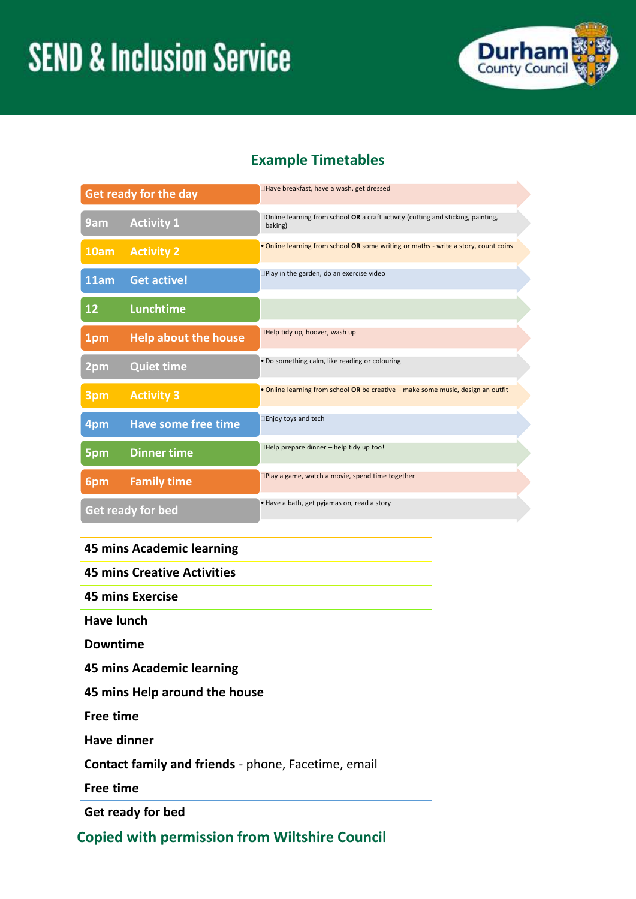# SEND & Inclusion Service

## Example Timetables

| Time | Activity | Details |
| --- | --- | --- |
| Get ready for the day | | Have breakfast, have a wash, get dressed |
| 9am | Activity 1 | Online learning from school **OR** a craft activity (cutting and sticking, painting, baking) |
| 10am | Activity 2 | Online learning from school **OR** some writing or maths - write a story, count coins |
| 11am | Get active! | Play in the garden, do an exercise video |
| 12 | Lunchtime | |
| 1pm | Help about the house | Help tidy up, hoover, wash up |
| 2pm | Quiet time | Do something calm, like reading or colouring |
| 3pm | Activity 3 | Online learning from school **OR** be creative – make some music, design an outfit |
| 4pm | Have some free time | Enjoy toys and tech |
| 5pm | Dinner time | Help prepare dinner – help tidy up too! |
| 6pm | Family time | Play a game, watch a movie, spend time together |
| Get ready for bed | | Have a bath, get pyjamas on, read a story |

**45 mins Academic learning**

**45 mins Creative Activities**

**45 mins Exercise**

**Have lunch**

**Downtime**

**45 mins Academic learning**

**45 mins Help around the house**

**Free time**

**Have dinner**

**Contact family and friends** - phone, Facetime, email

**Free time**

**Get ready for bed**

**Copied with permission from Wiltshire Council**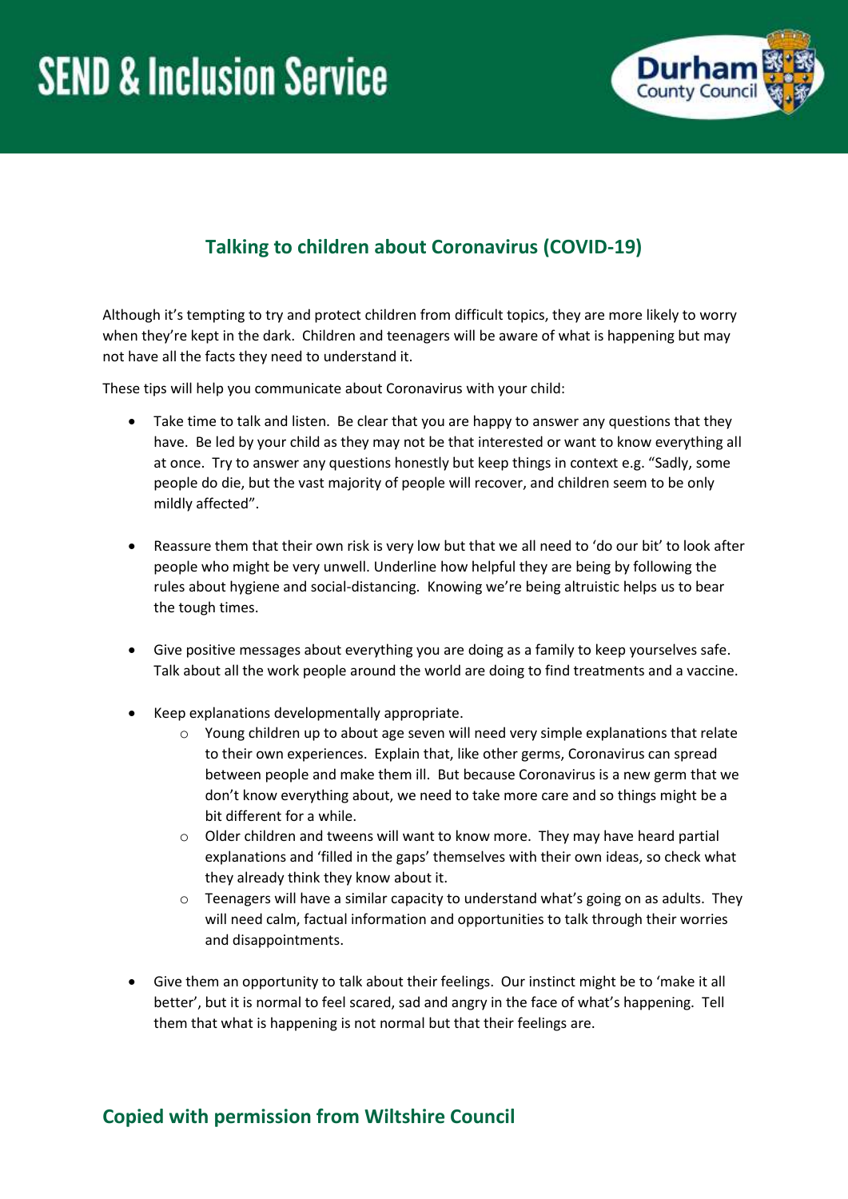# SEND & Inclusion Service

## Talking to children about Coronavirus (COVID-19)

Although it's tempting to try and protect children from difficult topics, they are more likely to worry when they're kept in the dark. Children and teenagers will be aware of what is happening but may not have all the facts they need to understand it.

These tips will help you communicate about Coronavirus with your child:

- Take time to talk and listen. Be clear that you are happy to answer any questions that they have. Be led by your child as they may not be that interested or want to know everything all at once. Try to answer any questions honestly but keep things in context e.g. "Sadly, some people do die, but the vast majority of people will recover, and children seem to be only mildly affected".

- Reassure them that their own risk is very low but that we all need to 'do our bit' to look after people who might be very unwell. Underline how helpful they are being by following the rules about hygiene and social-distancing. Knowing we're being altruistic helps us to bear the tough times.

- Give positive messages about everything you are doing as a family to keep yourselves safe. Talk about all the work people around the world are doing to find treatments and a vaccine.

- Keep explanations developmentally appropriate.
  - Young children up to about age seven will need very simple explanations that relate to their own experiences. Explain that, like other germs, Coronavirus can spread between people and make them ill. But because Coronavirus is a new germ that we don't know everything about, we need to take more care and so things might be a bit different for a while.
  - Older children and tweens will want to know more. They may have heard partial explanations and 'filled in the gaps' themselves with their own ideas, so check what they already think they know about it.
  - Teenagers will have a similar capacity to understand what's going on as adults. They will need calm, factual information and opportunities to talk through their worries and disappointments.

- Give them an opportunity to talk about their feelings. Our instinct might be to 'make it all better', but it is normal to feel scared, sad and angry in the face of what's happening. Tell them that what is happening is not normal but that their feelings are.

## Copied with permission from Wiltshire Council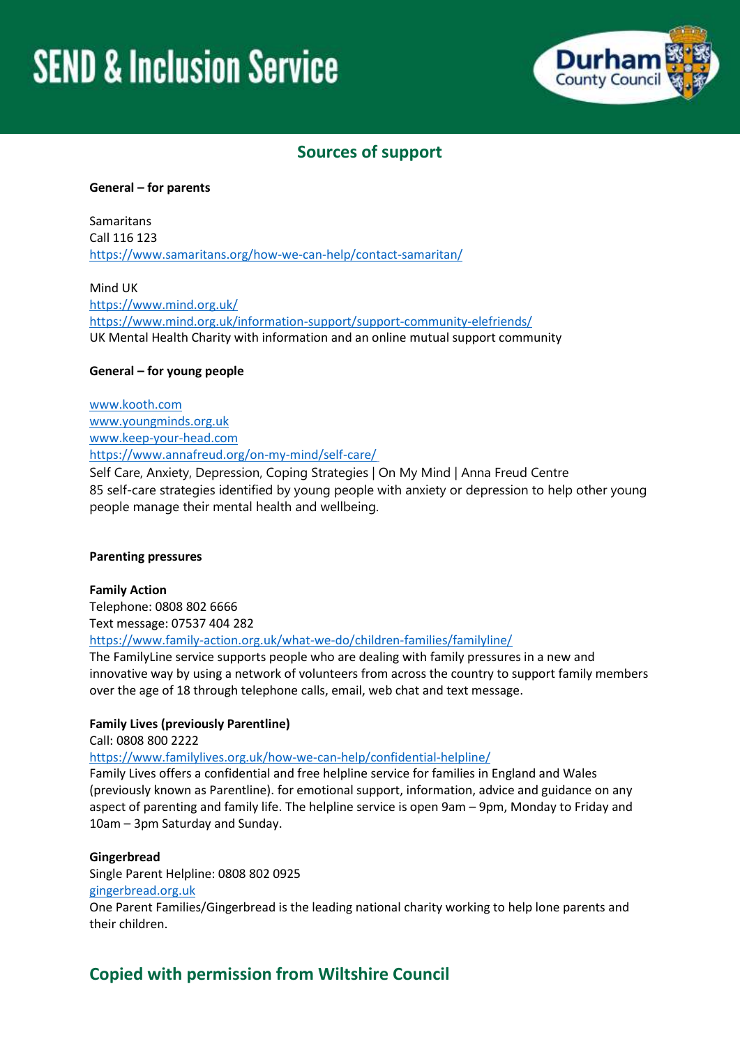# SEND & Inclusion Service

## Sources of support

**General – for parents**

Samaritans
Call 116 123
https://www.samaritans.org/how-we-can-help/contact-samaritan/

Mind UK
https://www.mind.org.uk/
https://www.mind.org.uk/information-support/support-community-elefriends/
UK Mental Health Charity with information and an online mutual support community

**General – for young people**

www.kooth.com
www.youngminds.org.uk
www.keep-your-head.com
https://www.annafreud.org/on-my-mind/self-care/
Self Care, Anxiety, Depression, Coping Strategies | On My Mind | Anna Freud Centre
85 self-care strategies identified by young people with anxiety or depression to help other young people manage their mental health and wellbeing.

**Parenting pressures**

**Family Action**
Telephone: 0808 802 6666
Text message: 07537 404 282
https://www.family-action.org.uk/what-we-do/children-families/familyline/
The FamilyLine service supports people who are dealing with family pressures in a new and innovative way by using a network of volunteers from across the country to support family members over the age of 18 through telephone calls, email, web chat and text message.

**Family Lives (previously Parentline)**
Call: 0808 800 2222
https://www.familylives.org.uk/how-we-can-help/confidential-helpline/
Family Lives offers a confidential and free helpline service for families in England and Wales (previously known as Parentline). for emotional support, information, advice and guidance on any aspect of parenting and family life. The helpline service is open 9am – 9pm, Monday to Friday and 10am – 3pm Saturday and Sunday.

**Gingerbread**
Single Parent Helpline: 0808 802 0925
gingerbread.org.uk
One Parent Families/Gingerbread is the leading national charity working to help lone parents and their children.

## Copied with permission from Wiltshire Council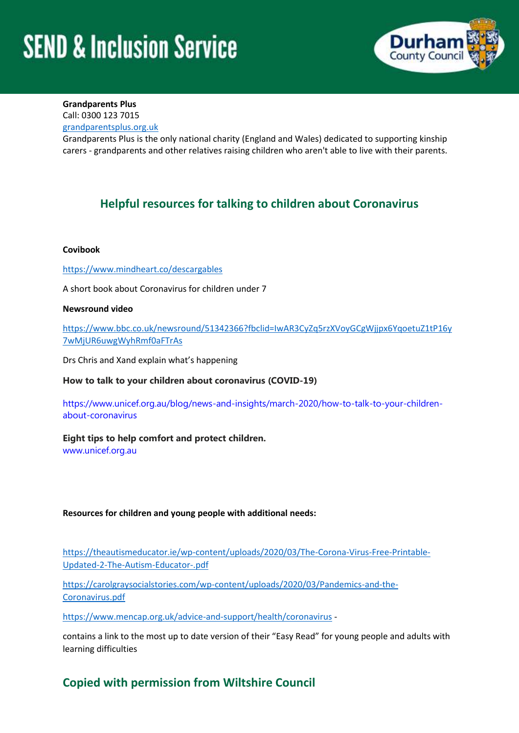**Grandparents Plus**
Call: 0300 123 7015
grandparentsplus.org.uk
Grandparents Plus is the only national charity (England and Wales) dedicated to supporting kinship carers - grandparents and other relatives raising children who aren't able to live with their parents.

## Helpful resources for talking to children about Coronavirus

**Covibook**

https://www.mindheart.co/descargables

A short book about Coronavirus for children under 7

**Newsround video**

https://www.bbc.co.uk/newsround/51342366?fbclid=IwAR3CyZq5rzXVoyGCgWjjpx6YqoetuZ1tP16y7wMjUR6uwgWyhRmf0aFTrAs

Drs Chris and Xand explain what's happening

**How to talk to your children about coronavirus (COVID-19)**

https://www.unicef.org.au/blog/news-and-insights/march-2020/how-to-talk-to-your-children-about-coronavirus

**Eight tips to help comfort and protect children.**
www.unicef.org.au

**Resources for children and young people with additional needs:**

https://theautismeducator.ie/wp-content/uploads/2020/03/The-Corona-Virus-Free-Printable-Updated-2-The-Autism-Educator-.pdf

https://carolgraysocialstories.com/wp-content/uploads/2020/03/Pandemics-and-the-Coronavirus.pdf

https://www.mencap.org.uk/advice-and-support/health/coronavirus -

contains a link to the most up to date version of their "Easy Read" for young people and adults with learning difficulties

## Copied with permission from Wiltshire Council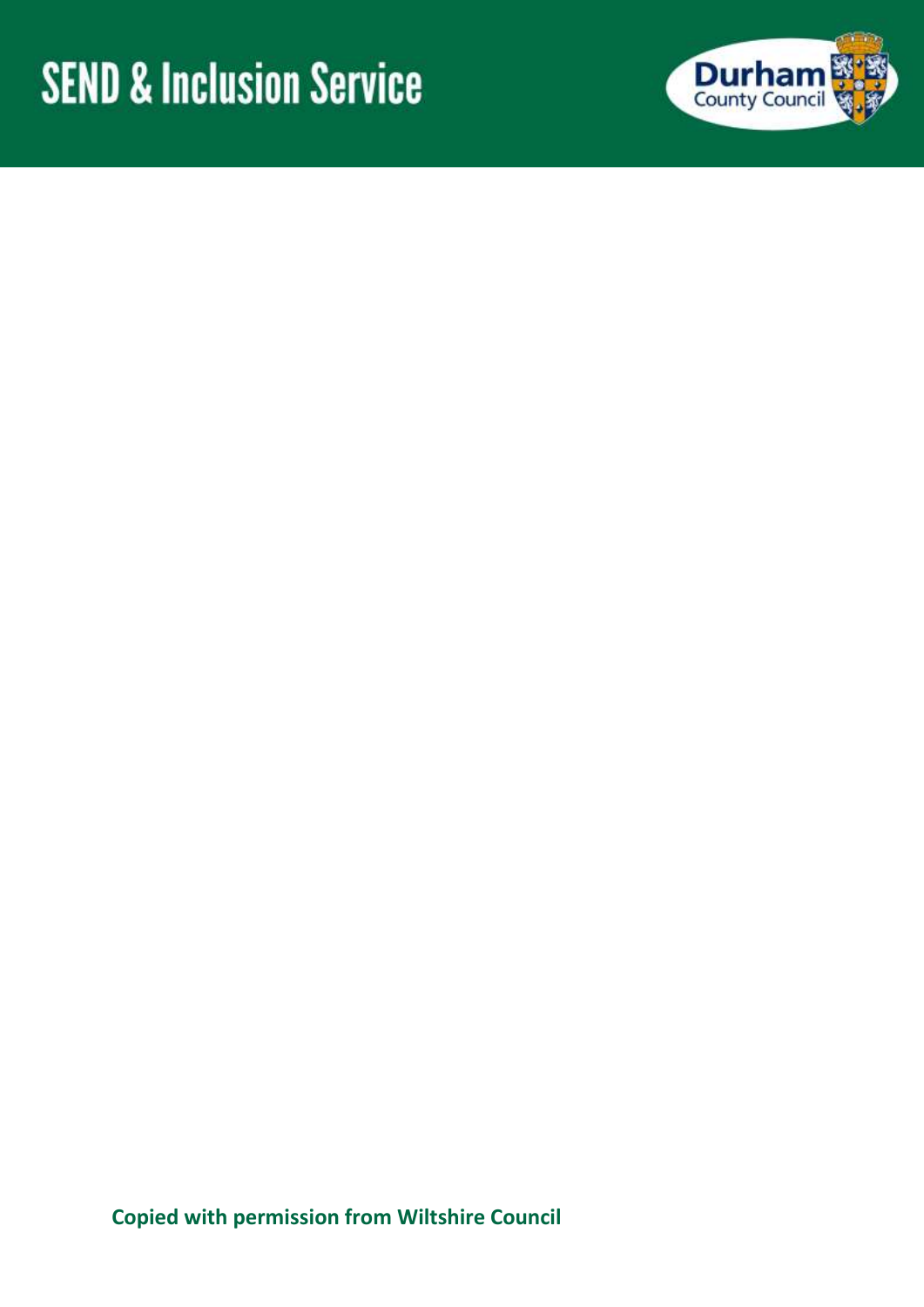**Copied with permission from Wiltshire Council**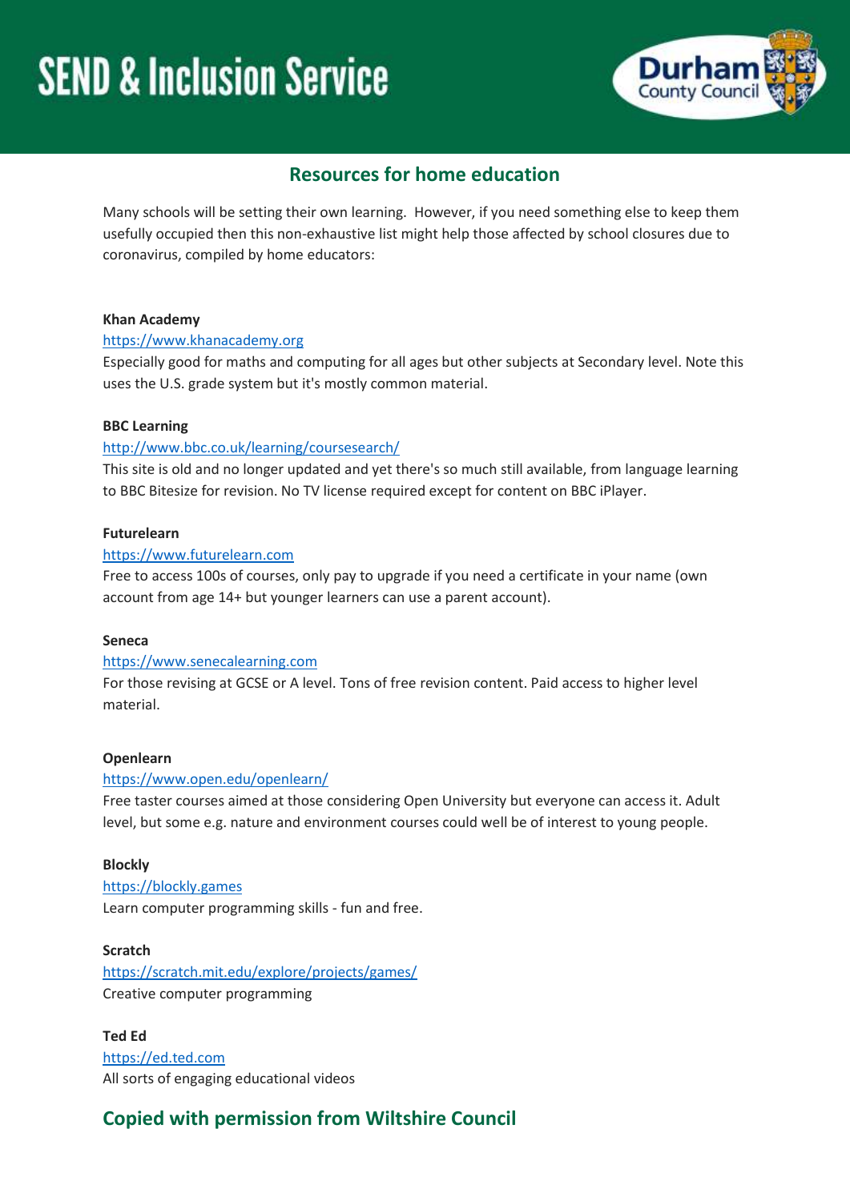# SEND & Inclusion Service

## Resources for home education

Many schools will be setting their own learning. However, if you need something else to keep them usefully occupied then this non-exhaustive list might help those affected by school closures due to coronavirus, compiled by home educators:

**Khan Academy**
https://www.khanacademy.org
Especially good for maths and computing for all ages but other subjects at Secondary level. Note this uses the U.S. grade system but it's mostly common material.

**BBC Learning**
http://www.bbc.co.uk/learning/coursesearch/
This site is old and no longer updated and yet there's so much still available, from language learning to BBC Bitesize for revision. No TV license required except for content on BBC iPlayer.

**Futurelearn**
https://www.futurelearn.com
Free to access 100s of courses, only pay to upgrade if you need a certificate in your name (own account from age 14+ but younger learners can use a parent account).

**Seneca**
https://www.senecalearning.com
For those revising at GCSE or A level. Tons of free revision content. Paid access to higher level material.

**Openlearn**
https://www.open.edu/openlearn/
Free taster courses aimed at those considering Open University but everyone can access it. Adult level, but some e.g. nature and environment courses could well be of interest to young people.

**Blockly**
https://blockly.games
Learn computer programming skills - fun and free.

**Scratch**
https://scratch.mit.edu/explore/projects/games/
Creative computer programming

**Ted Ed**
https://ed.ted.com
All sorts of engaging educational videos

## Copied with permission from Wiltshire Council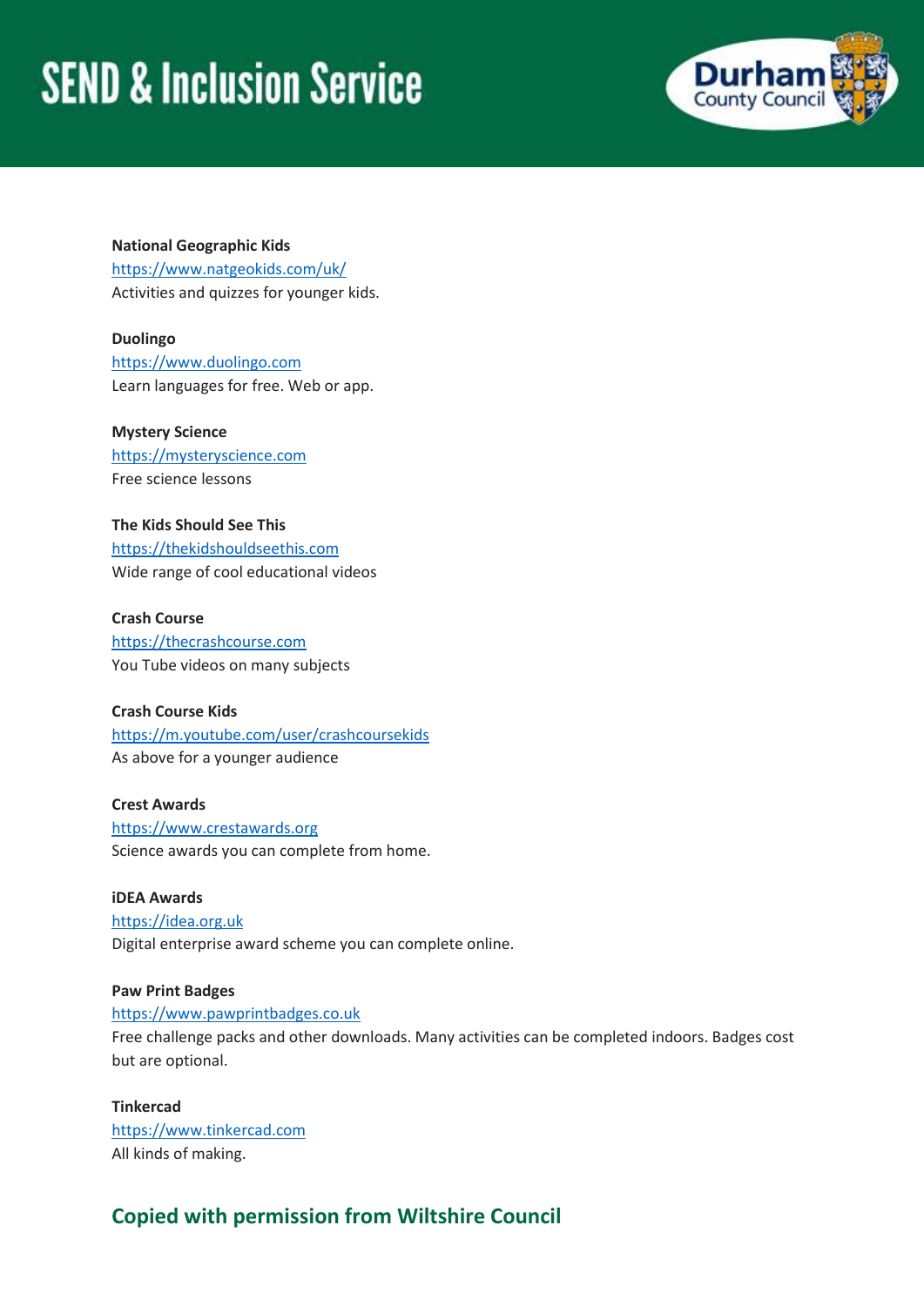**National Geographic Kids**
https://www.natgeokids.com/uk/
Activities and quizzes for younger kids.

**Duolingo**
https://www.duolingo.com
Learn languages for free. Web or app.

**Mystery Science**
https://mysteryscience.com
Free science lessons

**The Kids Should See This**
https://thekidshouldseethis.com
Wide range of cool educational videos

**Crash Course**
https://thecrashcourse.com
You Tube videos on many subjects

**Crash Course Kids**
https://m.youtube.com/user/crashcoursekids
As above for a younger audience

**Crest Awards**
https://www.crestawards.org
Science awards you can complete from home.

**iDEA Awards**
https://idea.org.uk
Digital enterprise award scheme you can complete online.

**Paw Print Badges**
https://www.pawprintbadges.co.uk
Free challenge packs and other downloads. Many activities can be completed indoors. Badges cost but are optional.

**Tinkercad**
https://www.tinkercad.com
All kinds of making.

## Copied with permission from Wiltshire Council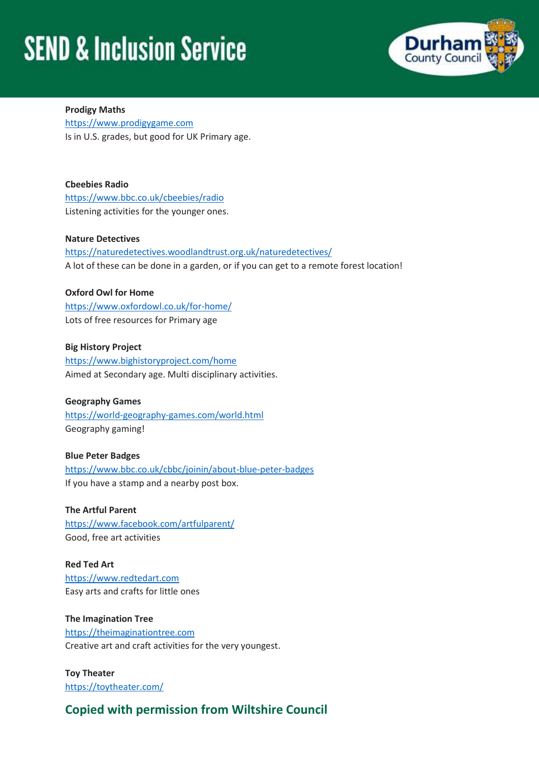**Prodigy Maths**
https://www.prodigygame.com
Is in U.S. grades, but good for UK Primary age.

**Cbeebies Radio**
https://www.bbc.co.uk/cbeebies/radio
Listening activities for the younger ones.

**Nature Detectives**
https://naturedetectives.woodlandtrust.org.uk/naturedetectives/
A lot of these can be done in a garden, or if you can get to a remote forest location!

**Oxford Owl for Home**
https://www.oxfordowl.co.uk/for-home/
Lots of free resources for Primary age

**Big History Project**
https://www.bighistoryproject.com/home
Aimed at Secondary age. Multi disciplinary activities.

**Geography Games**
https://world-geography-games.com/world.html
Geography gaming!

**Blue Peter Badges**
https://www.bbc.co.uk/cbbc/joinin/about-blue-peter-badges
If you have a stamp and a nearby post box.

**The Artful Parent**
https://www.facebook.com/artfulparent/
Good, free art activities

**Red Ted Art**
https://www.redtedart.com
Easy arts and crafts for little ones

**The Imagination Tree**
https://theimaginationtree.com
Creative art and craft activities for the very youngest.

**Toy Theater**
https://toytheater.com/

## Copied with permission from Wiltshire Council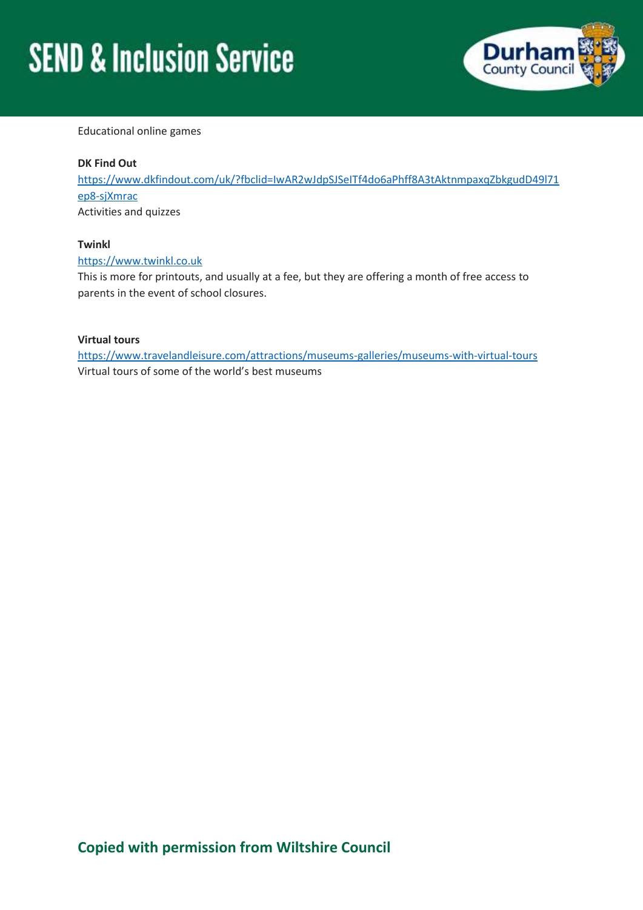Educational online games

**DK Find Out**

https://www.dkfindout.com/uk/?fbclid=IwAR2wJdpSJSeITf4do6aPhff8A3tAktnmpaxqZbkgudD49l71ep8-sjXmrac

Activities and quizzes

**Twinkl**

https://www.twinkl.co.uk

This is more for printouts, and usually at a fee, but they are offering a month of free access to parents in the event of school closures.

**Virtual tours**

https://www.travelandleisure.com/attractions/museums-galleries/museums-with-virtual-tours

Virtual tours of some of the world's best museums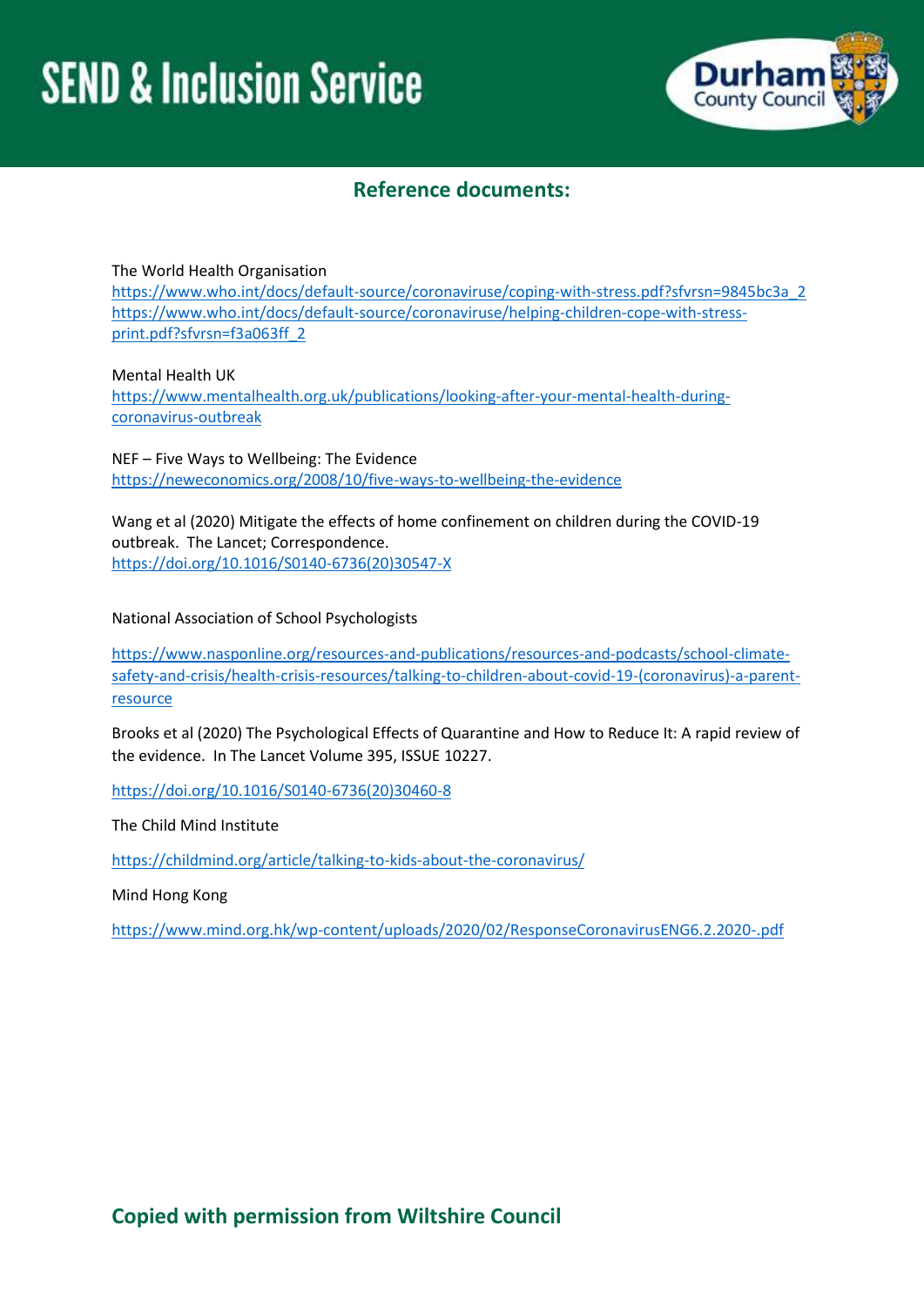# SEND & Inclusion Service

## Reference documents:

The World Health Organisation
https://www.who.int/docs/default-source/coronaviruse/coping-with-stress.pdf?sfvrsn=9845bc3a_2
https://www.who.int/docs/default-source/coronaviruse/helping-children-cope-with-stress-print.pdf?sfvrsn=f3a063ff_2

Mental Health UK
https://www.mentalhealth.org.uk/publications/looking-after-your-mental-health-during-coronavirus-outbreak

NEF – Five Ways to Wellbeing: The Evidence
https://neweconomics.org/2008/10/five-ways-to-wellbeing-the-evidence

Wang et al (2020) Mitigate the effects of home confinement on children during the COVID-19 outbreak. The Lancet; Correspondence.
https://doi.org/10.1016/S0140-6736(20)30547-X

National Association of School Psychologists

https://www.nasponline.org/resources-and-publications/resources-and-podcasts/school-climate-safety-and-crisis/health-crisis-resources/talking-to-children-about-covid-19-(coronavirus)-a-parent-resource

Brooks et al (2020) The Psychological Effects of Quarantine and How to Reduce It: A rapid review of the evidence. In The Lancet Volume 395, ISSUE 10227.

https://doi.org/10.1016/S0140-6736(20)30460-8

The Child Mind Institute

https://childmind.org/article/talking-to-kids-about-the-coronavirus/

Mind Hong Kong

https://www.mind.org.hk/wp-content/uploads/2020/02/ResponseCoronavirusENG6.2.2020-.pdf

## Copied with permission from Wiltshire Council